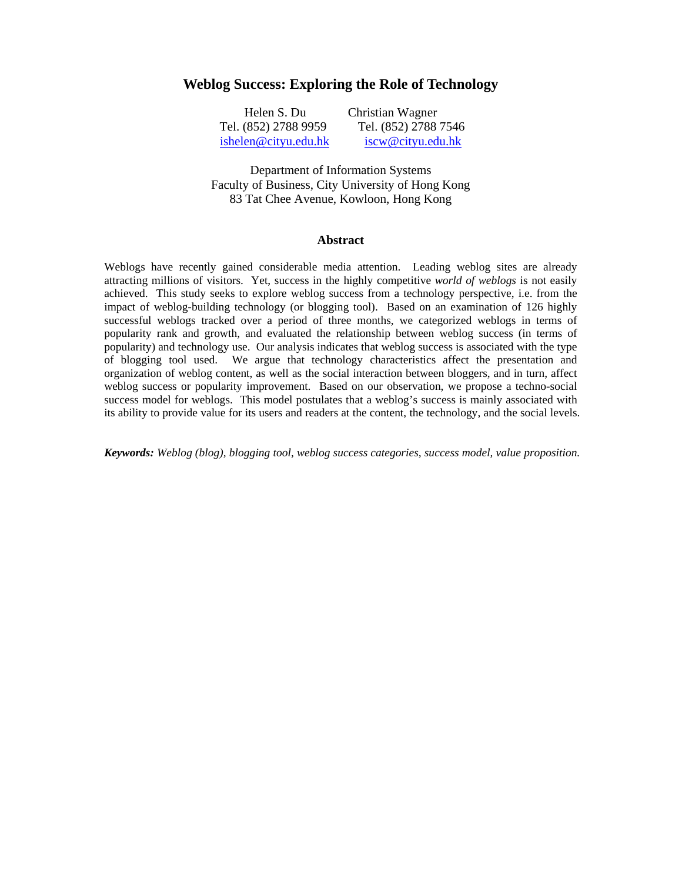# Weblog Success: Exploring the Role of Technology

Helen S. Du
Tel. (852) 2788 9959
ishelen@cityu.edu.hk

Christian Wagner
Tel. (852) 2788 7546
iscw@cityu.edu.hk

Department of Information Systems
Faculty of Business, City University of Hong Kong
83 Tat Chee Avenue, Kowloon, Hong Kong

## Abstract

Weblogs have recently gained considerable media attention. Leading weblog sites are already attracting millions of visitors. Yet, success in the highly competitive *world of weblogs* is not easily achieved. This study seeks to explore weblog success from a technology perspective, i.e. from the impact of weblog-building technology (or blogging tool). Based on an examination of 126 highly successful weblogs tracked over a period of three months, we categorized weblogs in terms of popularity rank and growth, and evaluated the relationship between weblog success (in terms of popularity) and technology use. Our analysis indicates that weblog success is associated with the type of blogging tool used. We argue that technology characteristics affect the presentation and organization of weblog content, as well as the social interaction between bloggers, and in turn, affect weblog success or popularity improvement. Based on our observation, we propose a techno-social success model for weblogs. This model postulates that a weblog's success is mainly associated with its ability to provide value for its users and readers at the content, the technology, and the social levels.

***Keywords:*** *Weblog (blog), blogging tool, weblog success categories, success model, value proposition.*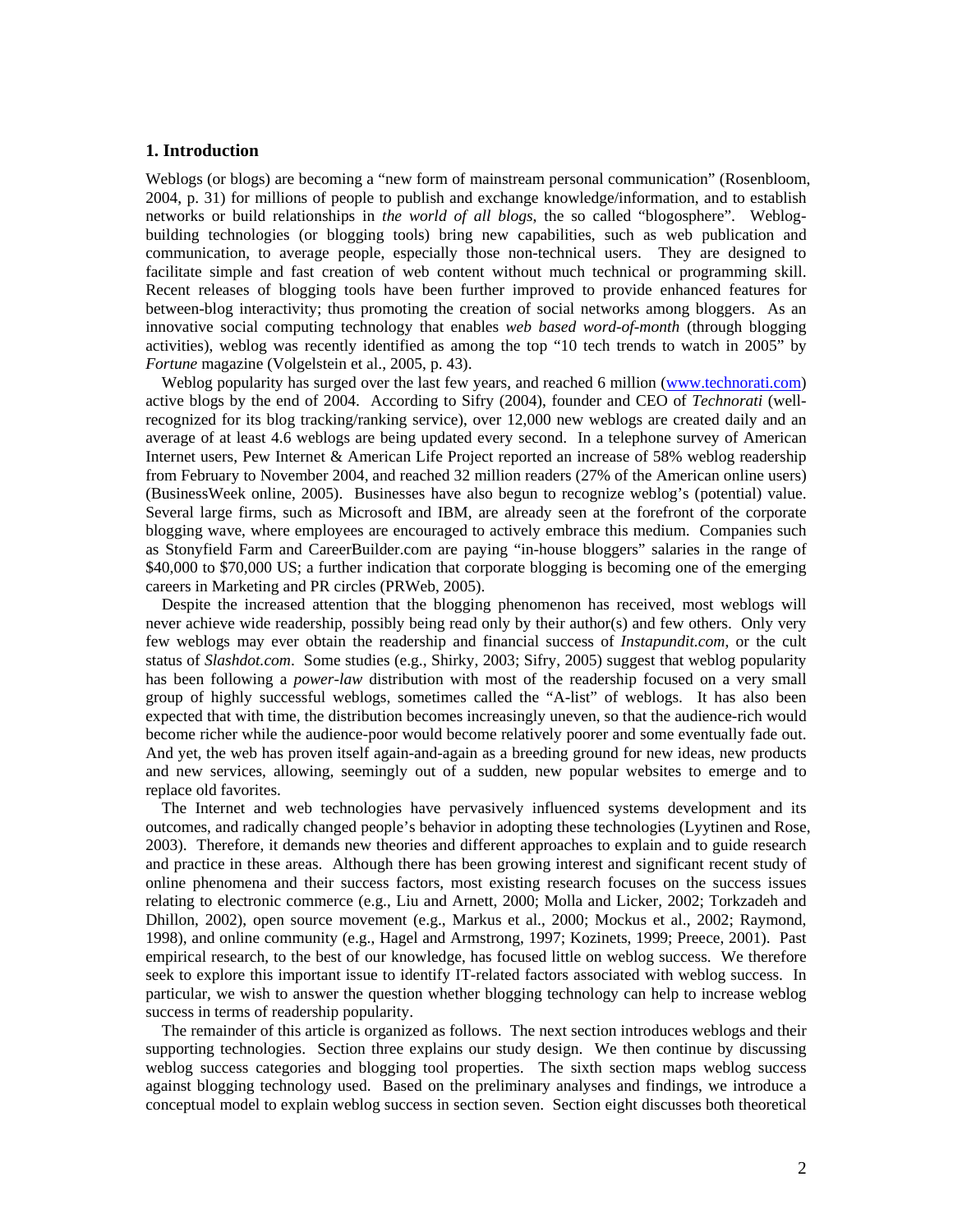## 1. Introduction

Weblogs (or blogs) are becoming a "new form of mainstream personal communication" (Rosenbloom, 2004, p. 31) for millions of people to publish and exchange knowledge/information, and to establish networks or build relationships in *the world of all blogs*, the so called "blogosphere". Weblog-building technologies (or blogging tools) bring new capabilities, such as web publication and communication, to average people, especially those non-technical users. They are designed to facilitate simple and fast creation of web content without much technical or programming skill. Recent releases of blogging tools have been further improved to provide enhanced features for between-blog interactivity; thus promoting the creation of social networks among bloggers. As an innovative social computing technology that enables *web based word-of-month* (through blogging activities), weblog was recently identified as among the top "10 tech trends to watch in 2005" by *Fortune* magazine (Volgelstein et al., 2005, p. 43).

Weblog popularity has surged over the last few years, and reached 6 million (www.technorati.com) active blogs by the end of 2004. According to Sifry (2004), founder and CEO of *Technorati* (well-recognized for its blog tracking/ranking service), over 12,000 new weblogs are created daily and an average of at least 4.6 weblogs are being updated every second. In a telephone survey of American Internet users, Pew Internet & American Life Project reported an increase of 58% weblog readership from February to November 2004, and reached 32 million readers (27% of the American online users) (BusinessWeek online, 2005). Businesses have also begun to recognize weblog's (potential) value. Several large firms, such as Microsoft and IBM, are already seen at the forefront of the corporate blogging wave, where employees are encouraged to actively embrace this medium. Companies such as Stonyfield Farm and CareerBuilder.com are paying "in-house bloggers" salaries in the range of \$40,000 to \$70,000 US; a further indication that corporate blogging is becoming one of the emerging careers in Marketing and PR circles (PRWeb, 2005).

Despite the increased attention that the blogging phenomenon has received, most weblogs will never achieve wide readership, possibly being read only by their author(s) and few others. Only very few weblogs may ever obtain the readership and financial success of *Instapundit.com*, or the cult status of *Slashdot.com*. Some studies (e.g., Shirky, 2003; Sifry, 2005) suggest that weblog popularity has been following a *power-law* distribution with most of the readership focused on a very small group of highly successful weblogs, sometimes called the "A-list" of weblogs. It has also been expected that with time, the distribution becomes increasingly uneven, so that the audience-rich would become richer while the audience-poor would become relatively poorer and some eventually fade out. And yet, the web has proven itself again-and-again as a breeding ground for new ideas, new products and new services, allowing, seemingly out of a sudden, new popular websites to emerge and to replace old favorites.

The Internet and web technologies have pervasively influenced systems development and its outcomes, and radically changed people's behavior in adopting these technologies (Lyytinen and Rose, 2003). Therefore, it demands new theories and different approaches to explain and to guide research and practice in these areas. Although there has been growing interest and significant recent study of online phenomena and their success factors, most existing research focuses on the success issues relating to electronic commerce (e.g., Liu and Arnett, 2000; Molla and Licker, 2002; Torkzadeh and Dhillon, 2002), open source movement (e.g., Markus et al., 2000; Mockus et al., 2002; Raymond, 1998), and online community (e.g., Hagel and Armstrong, 1997; Kozinets, 1999; Preece, 2001). Past empirical research, to the best of our knowledge, has focused little on weblog success. We therefore seek to explore this important issue to identify IT-related factors associated with weblog success. In particular, we wish to answer the question whether blogging technology can help to increase weblog success in terms of readership popularity.

The remainder of this article is organized as follows. The next section introduces weblogs and their supporting technologies. Section three explains our study design. We then continue by discussing weblog success categories and blogging tool properties. The sixth section maps weblog success against blogging technology used. Based on the preliminary analyses and findings, we introduce a conceptual model to explain weblog success in section seven. Section eight discusses both theoretical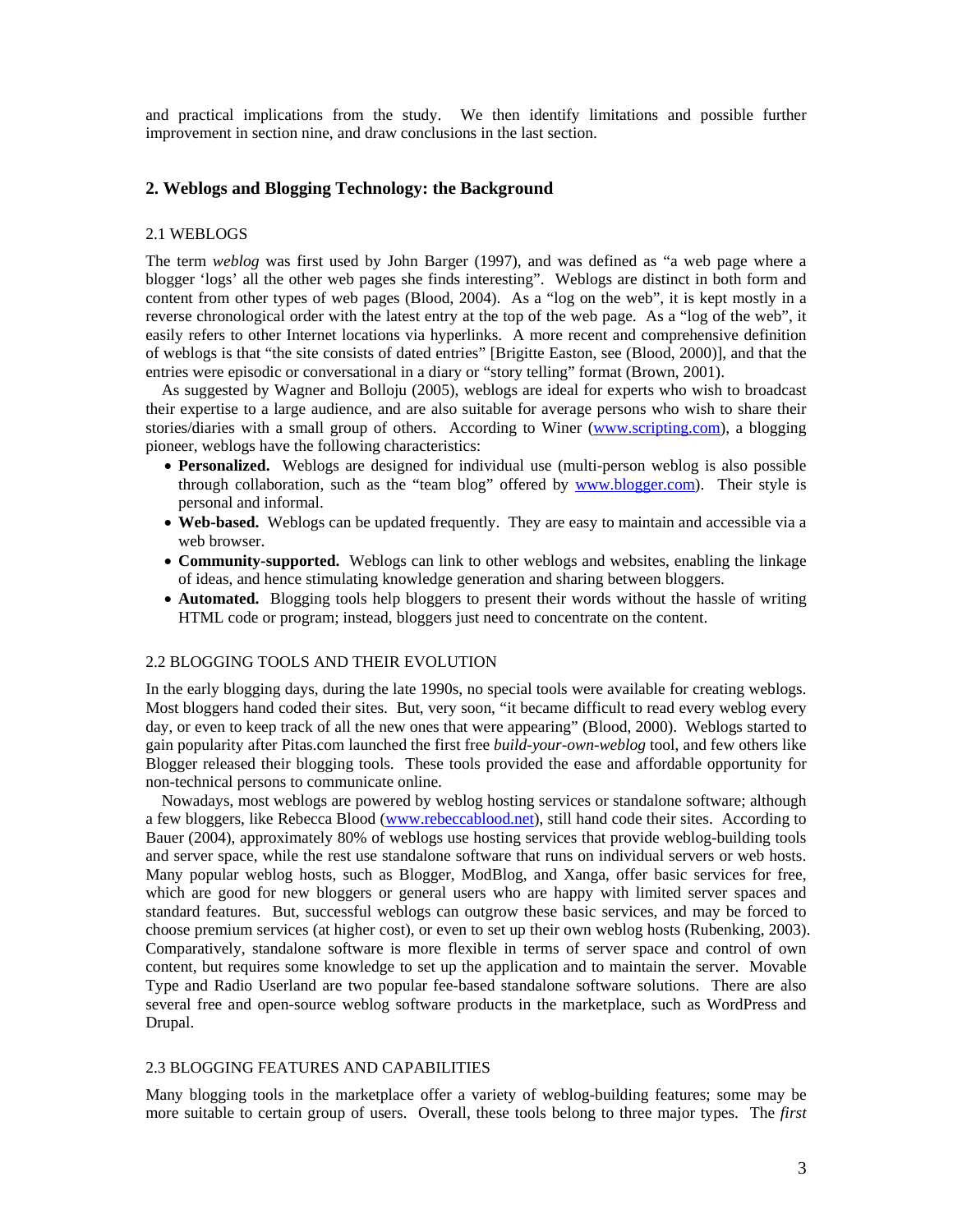and practical implications from the study. We then identify limitations and possible further improvement in section nine, and draw conclusions in the last section.

## 2. Weblogs and Blogging Technology: the Background

### 2.1 WEBLOGS

The term *weblog* was first used by John Barger (1997), and was defined as "a web page where a blogger 'logs' all the other web pages she finds interesting". Weblogs are distinct in both form and content from other types of web pages (Blood, 2004). As a "log on the web", it is kept mostly in a reverse chronological order with the latest entry at the top of the web page. As a "log of the web", it easily refers to other Internet locations via hyperlinks. A more recent and comprehensive definition of weblogs is that "the site consists of dated entries" [Brigitte Easton, see (Blood, 2000)], and that the entries were episodic or conversational in a diary or "story telling" format (Brown, 2001).

As suggested by Wagner and Bolloju (2005), weblogs are ideal for experts who wish to broadcast their expertise to a large audience, and are also suitable for average persons who wish to share their stories/diaries with a small group of others. According to Winer (www.scripting.com), a blogging pioneer, weblogs have the following characteristics:

- **Personalized.** Weblogs are designed for individual use (multi-person weblog is also possible through collaboration, such as the "team blog" offered by www.blogger.com). Their style is personal and informal.
- **Web-based.** Weblogs can be updated frequently. They are easy to maintain and accessible via a web browser.
- **Community-supported.** Weblogs can link to other weblogs and websites, enabling the linkage of ideas, and hence stimulating knowledge generation and sharing between bloggers.
- **Automated.** Blogging tools help bloggers to present their words without the hassle of writing HTML code or program; instead, bloggers just need to concentrate on the content.

### 2.2 BLOGGING TOOLS AND THEIR EVOLUTION

In the early blogging days, during the late 1990s, no special tools were available for creating weblogs. Most bloggers hand coded their sites. But, very soon, "it became difficult to read every weblog every day, or even to keep track of all the new ones that were appearing" (Blood, 2000). Weblogs started to gain popularity after Pitas.com launched the first free *build-your-own-weblog* tool, and few others like Blogger released their blogging tools. These tools provided the ease and affordable opportunity for non-technical persons to communicate online.

Nowadays, most weblogs are powered by weblog hosting services or standalone software; although a few bloggers, like Rebecca Blood (www.rebeccablood.net), still hand code their sites. According to Bauer (2004), approximately 80% of weblogs use hosting services that provide weblog-building tools and server space, while the rest use standalone software that runs on individual servers or web hosts. Many popular weblog hosts, such as Blogger, ModBlog, and Xanga, offer basic services for free, which are good for new bloggers or general users who are happy with limited server spaces and standard features. But, successful weblogs can outgrow these basic services, and may be forced to choose premium services (at higher cost), or even to set up their own weblog hosts (Rubenking, 2003). Comparatively, standalone software is more flexible in terms of server space and control of own content, but requires some knowledge to set up the application and to maintain the server. Movable Type and Radio Userland are two popular fee-based standalone software solutions. There are also several free and open-source weblog software products in the marketplace, such as WordPress and Drupal.

### 2.3 BLOGGING FEATURES AND CAPABILITIES

Many blogging tools in the marketplace offer a variety of weblog-building features; some may be more suitable to certain group of users. Overall, these tools belong to three major types. The *first*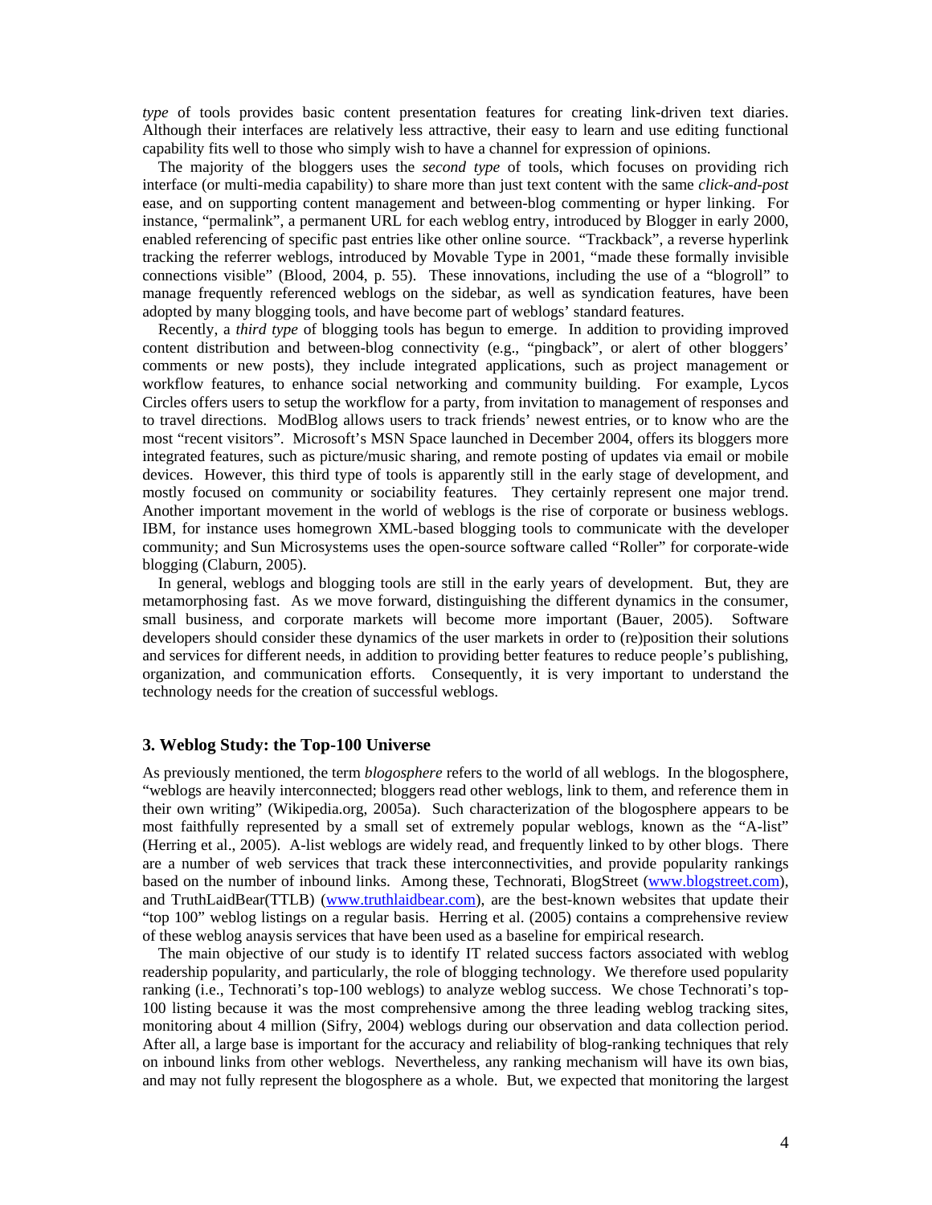*type* of tools provides basic content presentation features for creating link-driven text diaries. Although their interfaces are relatively less attractive, their easy to learn and use editing functional capability fits well to those who simply wish to have a channel for expression of opinions.

The majority of the bloggers uses the *second type* of tools, which focuses on providing rich interface (or multi-media capability) to share more than just text content with the same *click-and-post* ease, and on supporting content management and between-blog commenting or hyper linking. For instance, "permalink", a permanent URL for each weblog entry, introduced by Blogger in early 2000, enabled referencing of specific past entries like other online source. "Trackback", a reverse hyperlink tracking the referrer weblogs, introduced by Movable Type in 2001, "made these formally invisible connections visible" (Blood, 2004, p. 55). These innovations, including the use of a "blogroll" to manage frequently referenced weblogs on the sidebar, as well as syndication features, have been adopted by many blogging tools, and have become part of weblogs' standard features.

Recently, a *third type* of blogging tools has begun to emerge. In addition to providing improved content distribution and between-blog connectivity (e.g., "pingback", or alert of other bloggers' comments or new posts), they include integrated applications, such as project management or workflow features, to enhance social networking and community building. For example, Lycos Circles offers users to setup the workflow for a party, from invitation to management of responses and to travel directions. ModBlog allows users to track friends' newest entries, or to know who are the most "recent visitors". Microsoft's MSN Space launched in December 2004, offers its bloggers more integrated features, such as picture/music sharing, and remote posting of updates via email or mobile devices. However, this third type of tools is apparently still in the early stage of development, and mostly focused on community or sociability features. They certainly represent one major trend. Another important movement in the world of weblogs is the rise of corporate or business weblogs. IBM, for instance uses homegrown XML-based blogging tools to communicate with the developer community; and Sun Microsystems uses the open-source software called "Roller" for corporate-wide blogging (Claburn, 2005).

In general, weblogs and blogging tools are still in the early years of development. But, they are metamorphosing fast. As we move forward, distinguishing the different dynamics in the consumer, small business, and corporate markets will become more important (Bauer, 2005). Software developers should consider these dynamics of the user markets in order to (re)position their solutions and services for different needs, in addition to providing better features to reduce people's publishing, organization, and communication efforts. Consequently, it is very important to understand the technology needs for the creation of successful weblogs.

## 3. Weblog Study: the Top-100 Universe

As previously mentioned, the term *blogosphere* refers to the world of all weblogs. In the blogosphere, "weblogs are heavily interconnected; bloggers read other weblogs, link to them, and reference them in their own writing" (Wikipedia.org, 2005a). Such characterization of the blogosphere appears to be most faithfully represented by a small set of extremely popular weblogs, known as the "A-list" (Herring et al., 2005). A-list weblogs are widely read, and frequently linked to by other blogs. There are a number of web services that track these interconnectivities, and provide popularity rankings based on the number of inbound links. Among these, Technorati, BlogStreet (www.blogstreet.com), and TruthLaidBear(TTLB) (www.truthlaidbear.com), are the best-known websites that update their "top 100" weblog listings on a regular basis. Herring et al. (2005) contains a comprehensive review of these weblog anaysis services that have been used as a baseline for empirical research.

The main objective of our study is to identify IT related success factors associated with weblog readership popularity, and particularly, the role of blogging technology. We therefore used popularity ranking (i.e., Technorati's top-100 weblogs) to analyze weblog success. We chose Technorati's top-100 listing because it was the most comprehensive among the three leading weblog tracking sites, monitoring about 4 million (Sifry, 2004) weblogs during our observation and data collection period. After all, a large base is important for the accuracy and reliability of blog-ranking techniques that rely on inbound links from other weblogs. Nevertheless, any ranking mechanism will have its own bias, and may not fully represent the blogosphere as a whole. But, we expected that monitoring the largest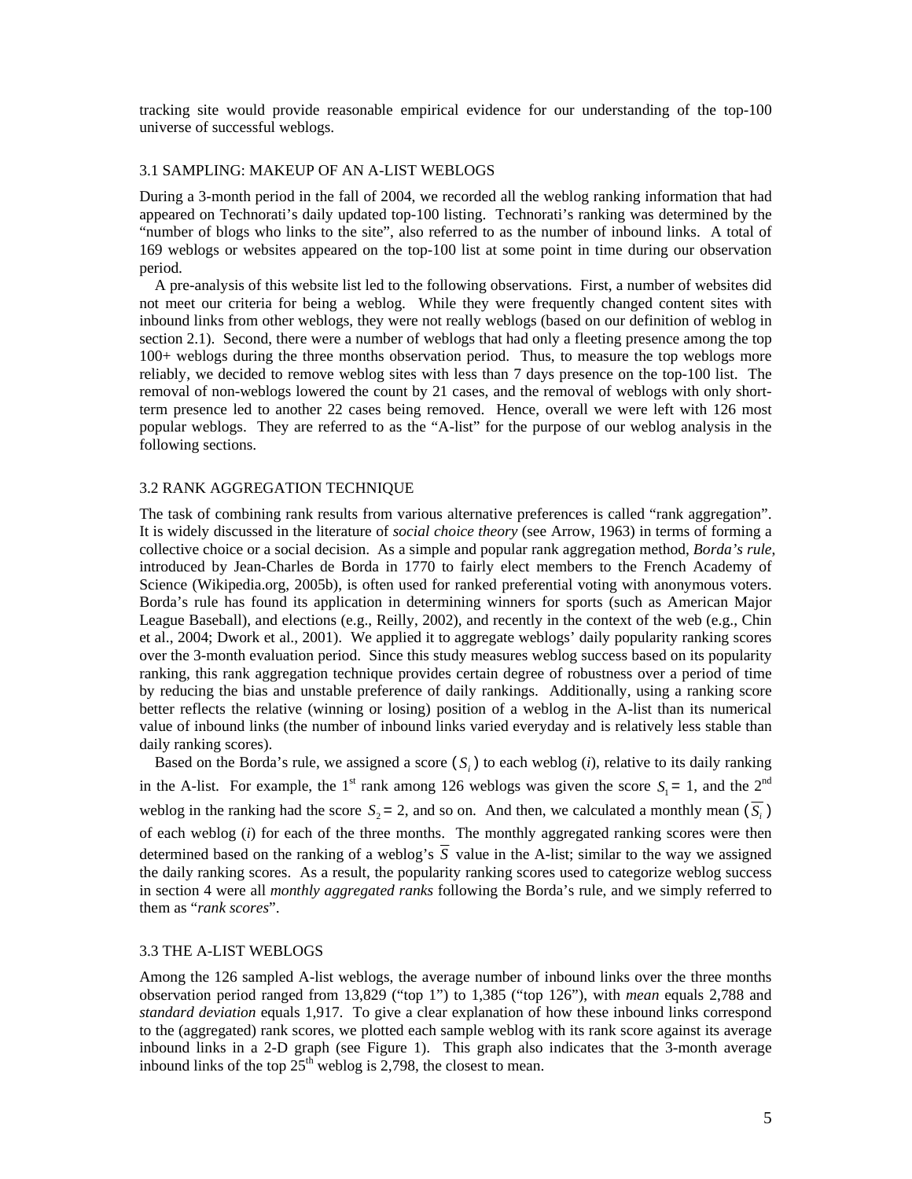tracking site would provide reasonable empirical evidence for our understanding of the top-100 universe of successful weblogs.

### 3.1 SAMPLING: MAKEUP OF AN A-LIST WEBLOGS

During a 3-month period in the fall of 2004, we recorded all the weblog ranking information that had appeared on Technorati's daily updated top-100 listing. Technorati's ranking was determined by the "number of blogs who links to the site", also referred to as the number of inbound links. A total of 169 weblogs or websites appeared on the top-100 list at some point in time during our observation period.

A pre-analysis of this website list led to the following observations. First, a number of websites did not meet our criteria for being a weblog. While they were frequently changed content sites with inbound links from other weblogs, they were not really weblogs (based on our definition of weblog in section 2.1). Second, there were a number of weblogs that had only a fleeting presence among the top 100+ weblogs during the three months observation period. Thus, to measure the top weblogs more reliably, we decided to remove weblog sites with less than 7 days presence on the top-100 list. The removal of non-weblogs lowered the count by 21 cases, and the removal of weblogs with only short-term presence led to another 22 cases being removed. Hence, overall we were left with 126 most popular weblogs. They are referred to as the "A-list" for the purpose of our weblog analysis in the following sections.

### 3.2 RANK AGGREGATION TECHNIQUE

The task of combining rank results from various alternative preferences is called "rank aggregation". It is widely discussed in the literature of *social choice theory* (see Arrow, 1963) in terms of forming a collective choice or a social decision. As a simple and popular rank aggregation method, *Borda's rule*, introduced by Jean-Charles de Borda in 1770 to fairly elect members to the French Academy of Science (Wikipedia.org, 2005b), is often used for ranked preferential voting with anonymous voters. Borda's rule has found its application in determining winners for sports (such as American Major League Baseball), and elections (e.g., Reilly, 2002), and recently in the context of the web (e.g., Chin et al., 2004; Dwork et al., 2001). We applied it to aggregate weblogs' daily popularity ranking scores over the 3-month evaluation period. Since this study measures weblog success based on its popularity ranking, this rank aggregation technique provides certain degree of robustness over a period of time by reducing the bias and unstable preference of daily rankings. Additionally, using a ranking score better reflects the relative (winning or losing) position of a weblog in the A-list than its numerical value of inbound links (the number of inbound links varied everyday and is relatively less stable than daily ranking scores).

Based on the Borda's rule, we assigned a score ($S_i$) to each weblog ($i$), relative to its daily ranking in the A-list. For example, the 1st rank among 126 weblogs was given the score $S_1 = 1$, and the 2nd weblog in the ranking had the score $S_2 = 2$, and so on. And then, we calculated a monthly mean ($\overline{S_i}$) of each weblog ($i$) for each of the three months. The monthly aggregated ranking scores were then determined based on the ranking of a weblog's $\overline{S}$ value in the A-list; similar to the way we assigned the daily ranking scores. As a result, the popularity ranking scores used to categorize weblog success in section 4 were all *monthly aggregated ranks* following the Borda's rule, and we simply referred to them as "*rank scores*".

### 3.3 THE A-LIST WEBLOGS

Among the 126 sampled A-list weblogs, the average number of inbound links over the three months observation period ranged from 13,829 ("top 1") to 1,385 ("top 126"), with *mean* equals 2,788 and *standard deviation* equals 1,917. To give a clear explanation of how these inbound links correspond to the (aggregated) rank scores, we plotted each sample weblog with its rank score against its average inbound links in a 2-D graph (see Figure 1). This graph also indicates that the 3-month average inbound links of the top 25th weblog is 2,798, the closest to mean.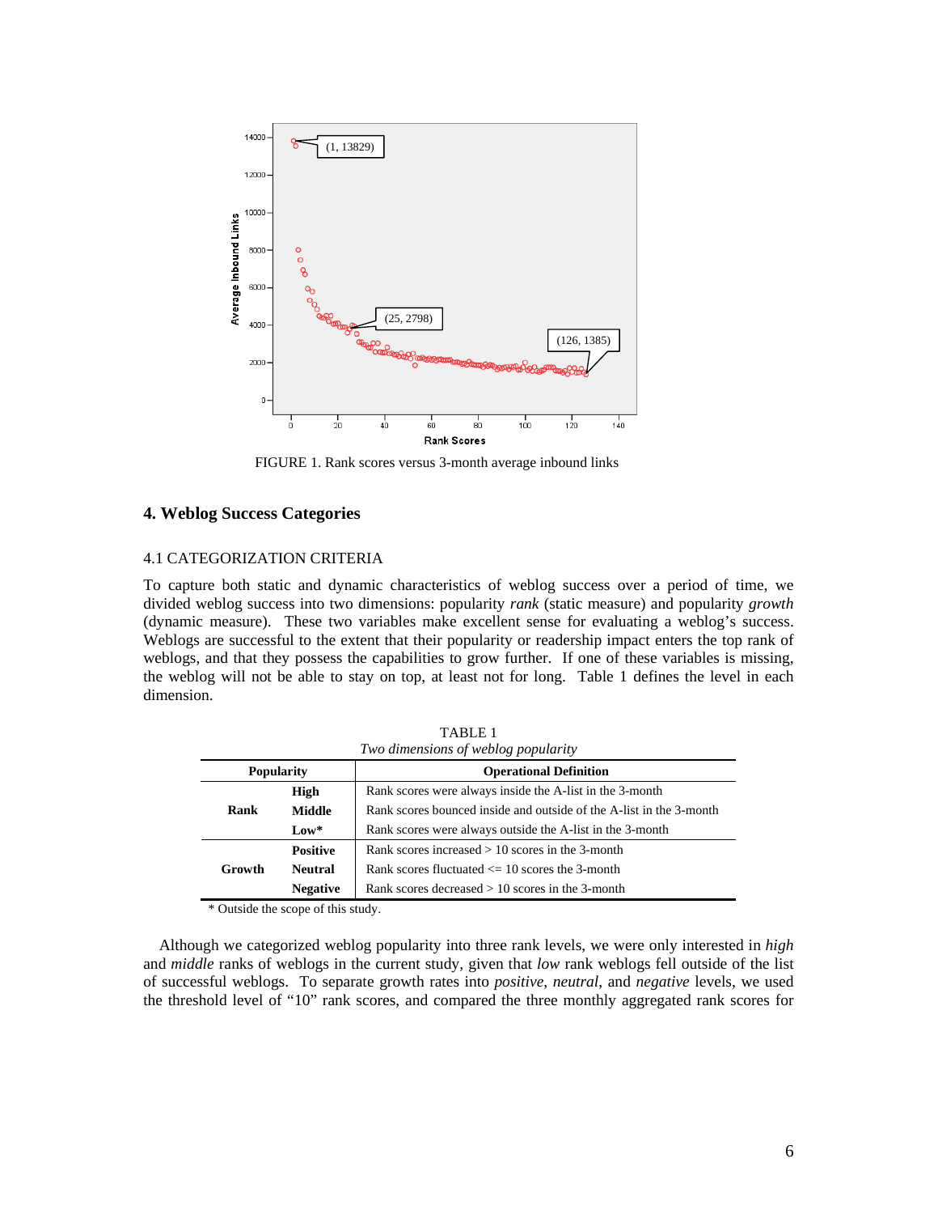FIGURE 1. Rank scores versus 3-month average inbound links

## 4. Weblog Success Categories

### 4.1 CATEGORIZATION CRITERIA

To capture both static and dynamic characteristics of weblog success over a period of time, we divided weblog success into two dimensions: popularity *rank* (static measure) and popularity *growth* (dynamic measure). These two variables make excellent sense for evaluating a weblog's success. Weblogs are successful to the extent that their popularity or readership impact enters the top rank of weblogs, and that they possess the capabilities to grow further. If one of these variables is missing, the weblog will not be able to stay on top, at least not for long. Table 1 defines the level in each dimension.

TABLE 1
*Two dimensions of weblog popularity*

| Popularity | | Operational Definition |
|---|---|---|
| Rank | **High** | Rank scores were always inside the A-list in the 3-month |
| | **Middle** | Rank scores bounced inside and outside of the A-list in the 3-month |
| | **Low*** | Rank scores were always outside the A-list in the 3-month |
| Growth | **Positive** | Rank scores increased > 10 scores in the 3-month |
| | **Neutral** | Rank scores fluctuated <= 10 scores the 3-month |
| | **Negative** | Rank scores decreased > 10 scores in the 3-month |

\* Outside the scope of this study.

Although we categorized weblog popularity into three rank levels, we were only interested in *high* and *middle* ranks of weblogs in the current study, given that *low* rank weblogs fell outside of the list of successful weblogs. To separate growth rates into *positive*, *neutral*, and *negative* levels, we used the threshold level of "10" rank scores, and compared the three monthly aggregated rank scores for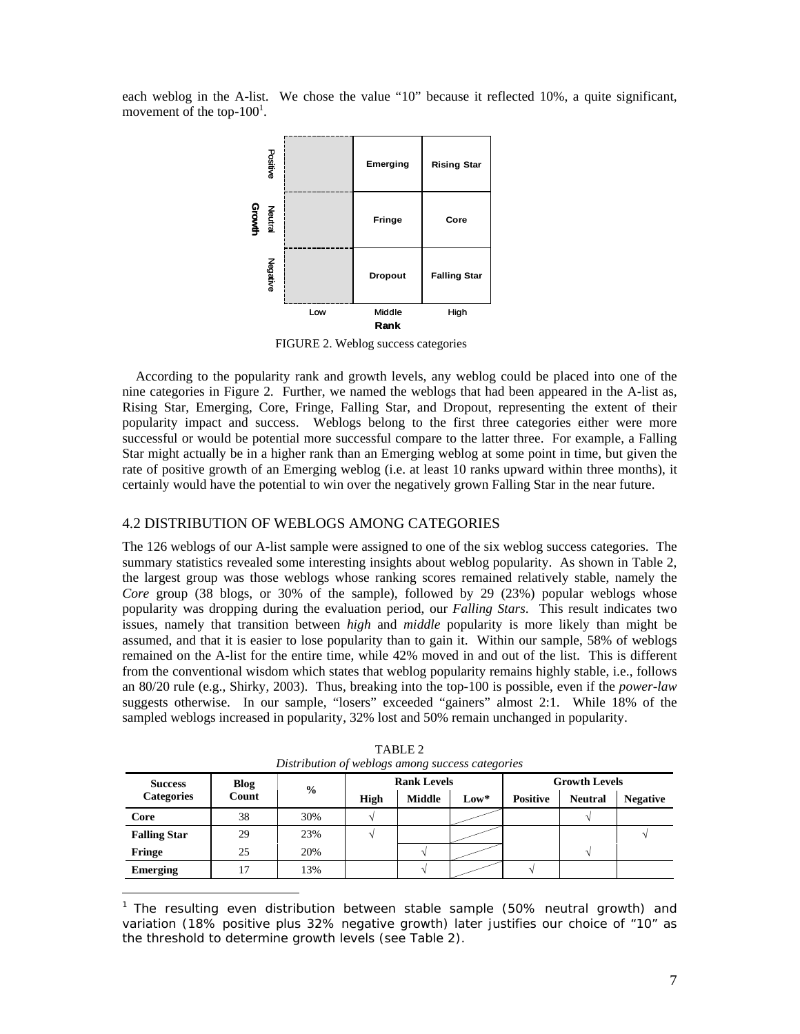each weblog in the A-list. We chose the value "10" because it reflected 10%, a quite significant, movement of the top-100[1].

| Growth \ Rank | Low | Middle | High |
|---|---|---|---|
| Positive | | Emerging | Rising Star |
| Neutral | | Fringe | Core |
| Negative | | Dropout | Falling Star |

FIGURE 2. Weblog success categories

According to the popularity rank and growth levels, any weblog could be placed into one of the nine categories in Figure 2. Further, we named the weblogs that had been appeared in the A-list as, Rising Star, Emerging, Core, Fringe, Falling Star, and Dropout, representing the extent of their popularity impact and success. Weblogs belong to the first three categories either were more successful or would be potential more successful compare to the latter three. For example, a Falling Star might actually be in a higher rank than an Emerging weblog at some point in time, but given the rate of positive growth of an Emerging weblog (i.e. at least 10 ranks upward within three months), it certainly would have the potential to win over the negatively grown Falling Star in the near future.

## 4.2 DISTRIBUTION OF WEBLOGS AMONG CATEGORIES

The 126 weblogs of our A-list sample were assigned to one of the six weblog success categories. The summary statistics revealed some interesting insights about weblog popularity. As shown in Table 2, the largest group was those weblogs whose ranking scores remained relatively stable, namely the *Core* group (38 blogs, or 30% of the sample), followed by 29 (23%) popular weblogs whose popularity was dropping during the evaluation period, our *Falling Stars*. This result indicates two issues, namely that transition between *high* and *middle* popularity is more likely than might be assumed, and that it is easier to lose popularity than to gain it. Within our sample, 58% of weblogs remained on the A-list for the entire time, while 42% moved in and out of the list. This is different from the conventional wisdom which states that weblog popularity remains highly stable, i.e., follows an 80/20 rule (e.g., Shirky, 2003). Thus, breaking into the top-100 is possible, even if the *power-law* suggests otherwise. In our sample, "losers" exceeded "gainers" almost 2:1. While 18% of the sampled weblogs increased in popularity, 32% lost and 50% remain unchanged in popularity.

TABLE 2
*Distribution of weblogs among success categories*

| Success Categories | Blog Count | % | Rank Levels | | | Growth Levels | | |
|---|---|---|---|---|---|---|---|---|
| | | | High | Middle | Low* | Positive | Neutral | Negative |
| **Core** | 38 | 30% | √ | | | | √ | |
| **Falling Star** | 29 | 23% | √ | | | | | √ |
| **Fringe** | 25 | 20% | | √ | | | √ | |
| **Emerging** | 17 | 13% | | √ | | √ | | |

[1] The resulting even distribution between stable sample (50% neutral growth) and variation (18% positive plus 32% negative growth) later justifies our choice of "10" as the threshold to determine growth levels (see Table 2).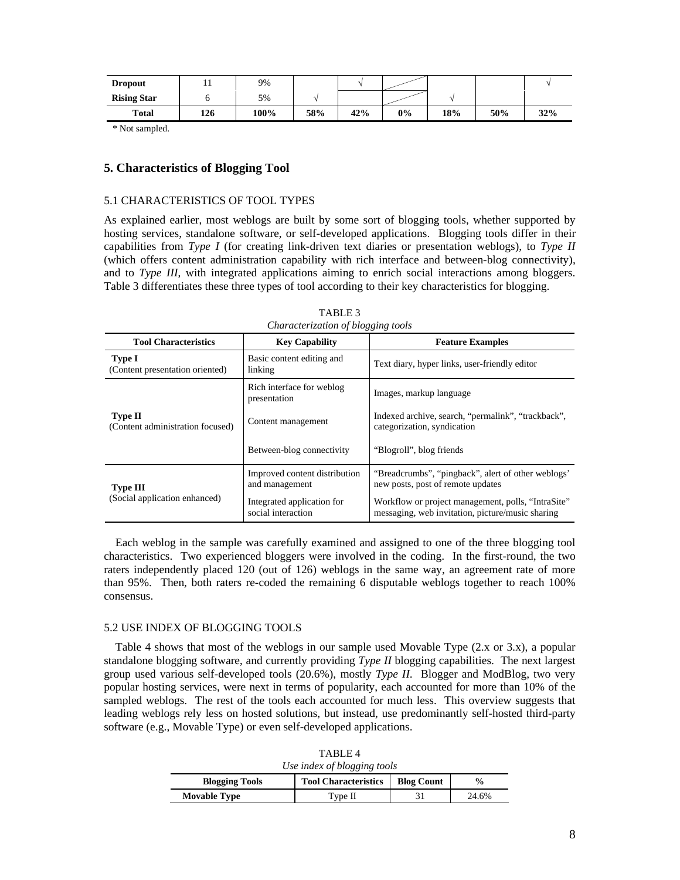| Dropout | 11 | 9% | | √ | | | | √ |
|---|---|---|---|---|---|---|---|---|
| Rising Star | 6 | 5% | √ | | | √ | | |
| **Total** | **126** | **100%** | **58%** | **42%** | **0%** | **18%** | **50%** | **32%** |

\* Not sampled.

## 5. Characteristics of Blogging Tool

### 5.1 CHARACTERISTICS OF TOOL TYPES

As explained earlier, most weblogs are built by some sort of blogging tools, whether supported by hosting services, standalone software, or self-developed applications. Blogging tools differ in their capabilities from *Type I* (for creating link-driven text diaries or presentation weblogs), to *Type II* (which offers content administration capability with rich interface and between-blog connectivity), and to *Type III*, with integrated applications aiming to enrich social interactions among bloggers. Table 3 differentiates these three types of tool according to their key characteristics for blogging.

TABLE 3
*Characterization of blogging tools*

| Tool Characteristics | Key Capability | Feature Examples |
|---|---|---|
| **Type I** (Content presentation oriented) | Basic content editing and linking | Text diary, hyper links, user-friendly editor |
| **Type II** (Content administration focused) | Rich interface for weblog presentation | Images, markup language |
| | Content management | Indexed archive, search, "permalink", "trackback", categorization, syndication |
| | Between-blog connectivity | "Blogroll", blog friends |
| **Type III** (Social application enhanced) | Improved content distribution and management | "Breadcrumbs", "pingback", alert of other weblogs' new posts, post of remote updates |
| | Integrated application for social interaction | Workflow or project management, polls, "IntraSite" messaging, web invitation, picture/music sharing |

Each weblog in the sample was carefully examined and assigned to one of the three blogging tool characteristics. Two experienced bloggers were involved in the coding. In the first-round, the two raters independently placed 120 (out of 126) weblogs in the same way, an agreement rate of more than 95%. Then, both raters re-coded the remaining 6 disputable weblogs together to reach 100% consensus.

### 5.2 USE INDEX OF BLOGGING TOOLS

Table 4 shows that most of the weblogs in our sample used Movable Type (2.x or 3.x), a popular standalone blogging software, and currently providing *Type II* blogging capabilities. The next largest group used various self-developed tools (20.6%), mostly *Type II*. Blogger and ModBlog, two very popular hosting services, were next in terms of popularity, each accounted for more than 10% of the sampled weblogs. The rest of the tools each accounted for much less. This overview suggests that leading weblogs rely less on hosted solutions, but instead, use predominantly self-hosted third-party software (e.g., Movable Type) or even self-developed applications.

TABLE 4
*Use index of blogging tools*

| Blogging Tools | Tool Characteristics | Blog Count | % |
|---|---|---|---|
| **Movable Type** | Type II | 31 | 24.6% |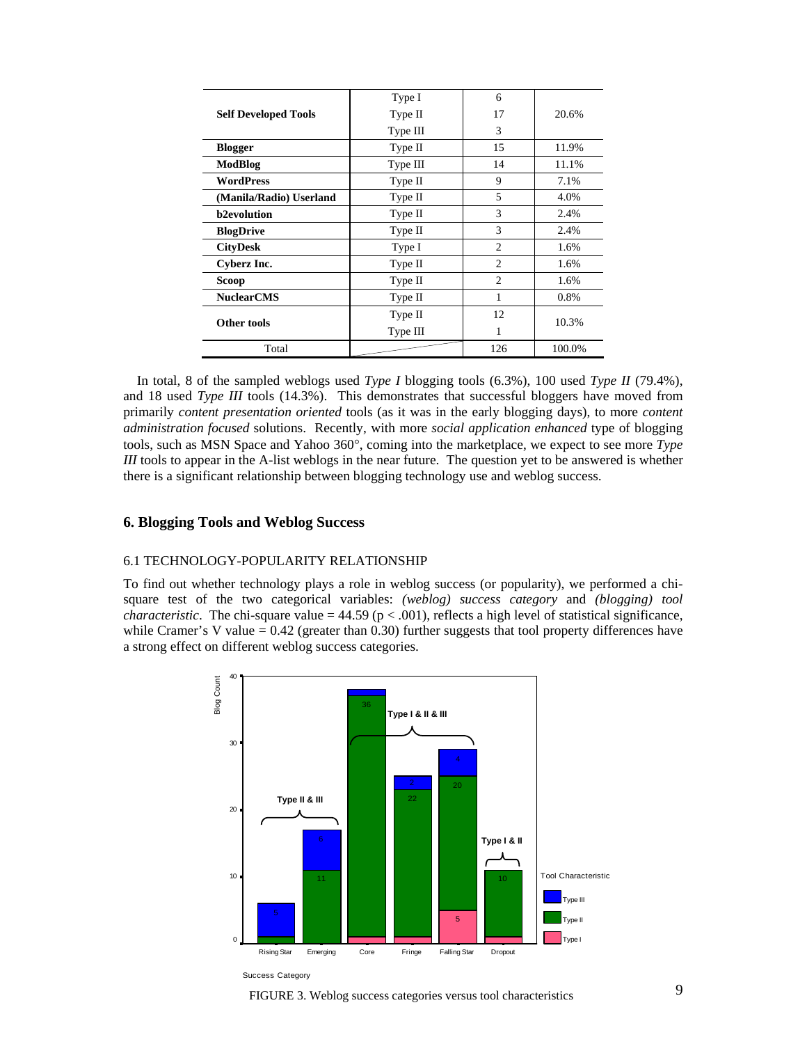| | | | |
|---|---|---|---|
| **Self Developed Tools** | Type I | 6 | 20.6% |
| | Type II | 17 | |
| | Type III | 3 | |
| **Blogger** | Type II | 15 | 11.9% |
| **ModBlog** | Type III | 14 | 11.1% |
| **WordPress** | Type II | 9 | 7.1% |
| **(Manila/Radio) Userland** | Type II | 5 | 4.0% |
| **b2evolution** | Type II | 3 | 2.4% |
| **BlogDrive** | Type II | 3 | 2.4% |
| **CityDesk** | Type I | 2 | 1.6% |
| **Cyberz Inc.** | Type II | 2 | 1.6% |
| **Scoop** | Type II | 2 | 1.6% |
| **NuclearCMS** | Type II | 1 | 0.8% |
| **Other tools** | Type II | 12 | 10.3% |
| | Type III | 1 | |
| Total | | 126 | 100.0% |

In total, 8 of the sampled weblogs used *Type I* blogging tools (6.3%), 100 used *Type II* (79.4%), and 18 used *Type III* tools (14.3%). This demonstrates that successful bloggers have moved from primarily *content presentation oriented* tools (as it was in the early blogging days), to more *content administration focused* solutions. Recently, with more *social application enhanced* type of blogging tools, such as MSN Space and Yahoo 360°, coming into the marketplace, we expect to see more *Type III* tools to appear in the A-list weblogs in the near future. The question yet to be answered is whether there is a significant relationship between blogging technology use and weblog success.

## 6. Blogging Tools and Weblog Success

### 6.1 TECHNOLOGY-POPULARITY RELATIONSHIP

To find out whether technology plays a role in weblog success (or popularity), we performed a chi-square test of the two categorical variables: *(weblog) success category* and *(blogging) tool characteristic*. The chi-square value = 44.59 ($p < .001$), reflects a high level of statistical significance, while Cramer's V value = 0.42 (greater than 0.30) further suggests that tool property differences have a strong effect on different weblog success categories.

FIGURE 3. Weblog success categories versus tool characteristics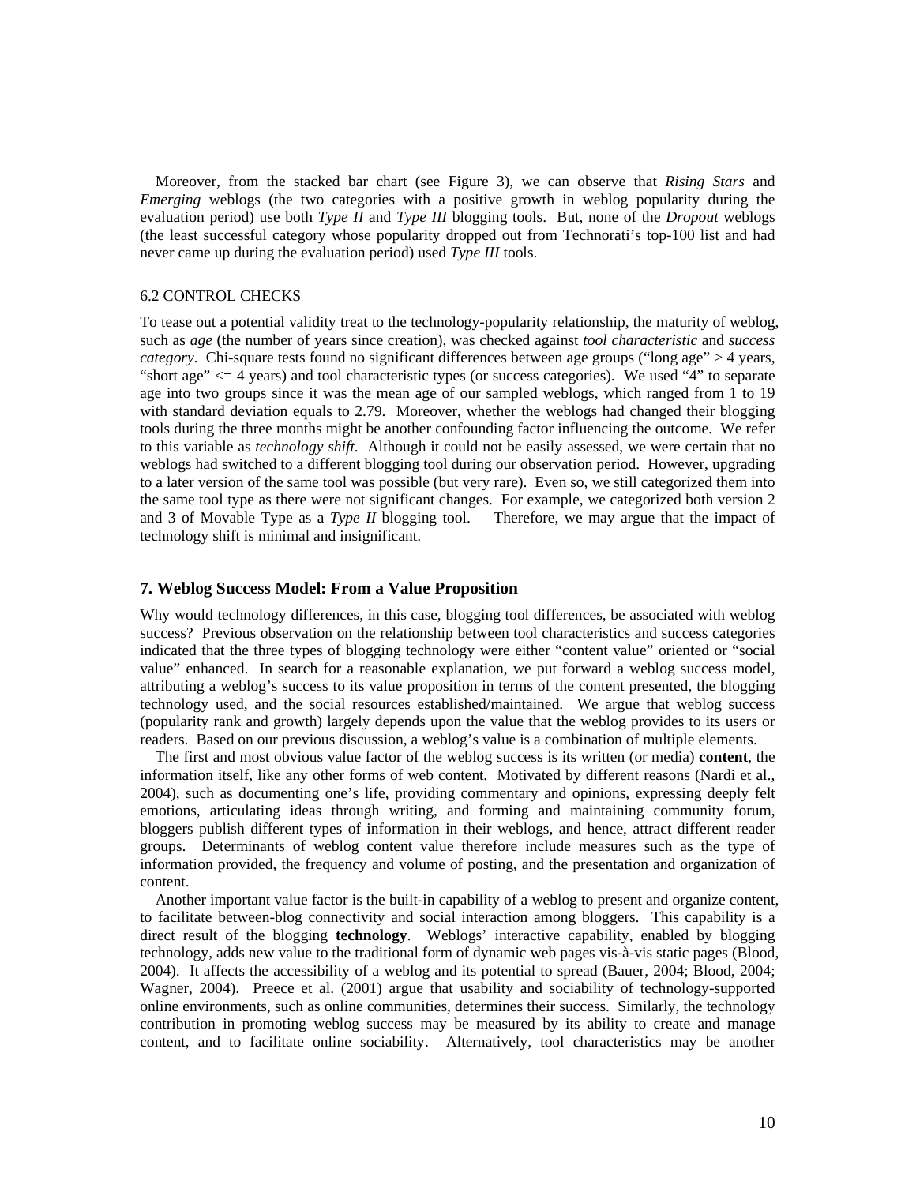Moreover, from the stacked bar chart (see Figure 3), we can observe that *Rising Stars* and *Emerging* weblogs (the two categories with a positive growth in weblog popularity during the evaluation period) use both *Type II* and *Type III* blogging tools. But, none of the *Dropout* weblogs (the least successful category whose popularity dropped out from Technorati's top-100 list and had never came up during the evaluation period) used *Type III* tools.

### 6.2 CONTROL CHECKS

To tease out a potential validity treat to the technology-popularity relationship, the maturity of weblog, such as *age* (the number of years since creation), was checked against *tool characteristic* and *success category*. Chi-square tests found no significant differences between age groups ("long age" > 4 years, "short age" <= 4 years) and tool characteristic types (or success categories). We used "4" to separate age into two groups since it was the mean age of our sampled weblogs, which ranged from 1 to 19 with standard deviation equals to 2.79. Moreover, whether the weblogs had changed their blogging tools during the three months might be another confounding factor influencing the outcome. We refer to this variable as *technology shift*. Although it could not be easily assessed, we were certain that no weblogs had switched to a different blogging tool during our observation period. However, upgrading to a later version of the same tool was possible (but very rare). Even so, we still categorized them into the same tool type as there were not significant changes. For example, we categorized both version 2 and 3 of Movable Type as a *Type II* blogging tool. Therefore, we may argue that the impact of technology shift is minimal and insignificant.

## 7. Weblog Success Model: From a Value Proposition

Why would technology differences, in this case, blogging tool differences, be associated with weblog success? Previous observation on the relationship between tool characteristics and success categories indicated that the three types of blogging technology were either "content value" oriented or "social value" enhanced. In search for a reasonable explanation, we put forward a weblog success model, attributing a weblog's success to its value proposition in terms of the content presented, the blogging technology used, and the social resources established/maintained. We argue that weblog success (popularity rank and growth) largely depends upon the value that the weblog provides to its users or readers. Based on our previous discussion, a weblog's value is a combination of multiple elements.

The first and most obvious value factor of the weblog success is its written (or media) **content**, the information itself, like any other forms of web content. Motivated by different reasons (Nardi et al., 2004), such as documenting one's life, providing commentary and opinions, expressing deeply felt emotions, articulating ideas through writing, and forming and maintaining community forum, bloggers publish different types of information in their weblogs, and hence, attract different reader groups. Determinants of weblog content value therefore include measures such as the type of information provided, the frequency and volume of posting, and the presentation and organization of content.

Another important value factor is the built-in capability of a weblog to present and organize content, to facilitate between-blog connectivity and social interaction among bloggers. This capability is a direct result of the blogging **technology**. Weblogs' interactive capability, enabled by blogging technology, adds new value to the traditional form of dynamic web pages vis-à-vis static pages (Blood, 2004). It affects the accessibility of a weblog and its potential to spread (Bauer, 2004; Blood, 2004; Wagner, 2004). Preece et al. (2001) argue that usability and sociability of technology-supported online environments, such as online communities, determines their success. Similarly, the technology contribution in promoting weblog success may be measured by its ability to create and manage content, and to facilitate online sociability. Alternatively, tool characteristics may be another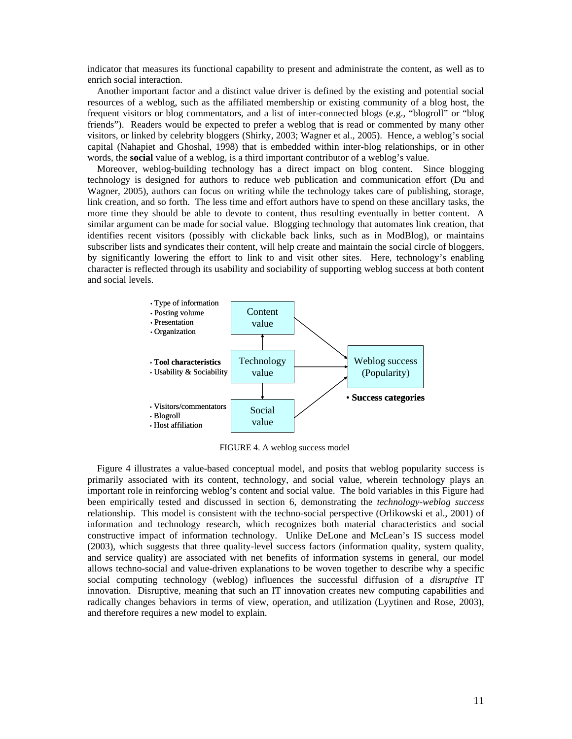indicator that measures its functional capability to present and administrate the content, as well as to enrich social interaction.

Another important factor and a distinct value driver is defined by the existing and potential social resources of a weblog, such as the affiliated membership or existing community of a blog host, the frequent visitors or blog commentators, and a list of inter-connected blogs (e.g., "blogroll" or "blog friends"). Readers would be expected to prefer a weblog that is read or commented by many other visitors, or linked by celebrity bloggers (Shirky, 2003; Wagner et al., 2005). Hence, a weblog's social capital (Nahapiet and Ghoshal, 1998) that is embedded within inter-blog relationships, or in other words, the **social** value of a weblog, is a third important contributor of a weblog's value.

Moreover, weblog-building technology has a direct impact on blog content. Since blogging technology is designed for authors to reduce web publication and communication effort (Du and Wagner, 2005), authors can focus on writing while the technology takes care of publishing, storage, link creation, and so forth. The less time and effort authors have to spend on these ancillary tasks, the more time they should be able to devote to content, thus resulting eventually in better content. A similar argument can be made for social value. Blogging technology that automates link creation, that identifies recent visitors (possibly with clickable back links, such as in ModBlog), or maintains subscriber lists and syndicates their content, will help create and maintain the social circle of bloggers, by significantly lowering the effort to link to and visit other sites. Here, technology's enabling character is reflected through its usability and sociability of supporting weblog success at both content and social levels.

- Type of information
- Posting volume
- Presentation
- Organization

Content value

- **Tool characteristics**
- Usability & Sociability

Technology value

- Visitors/commentators
- Blogroll
- Host affiliation

Social value

Weblog success (Popularity)

- **Success categories**

FIGURE 4. A weblog success model

Figure 4 illustrates a value-based conceptual model, and posits that weblog popularity success is primarily associated with its content, technology, and social value, wherein technology plays an important role in reinforcing weblog's content and social value. The bold variables in this Figure had been empirically tested and discussed in section 6, demonstrating the *technology-weblog success* relationship. This model is consistent with the techno-social perspective (Orlikowski et al., 2001) of information and technology research, which recognizes both material characteristics and social constructive impact of information technology. Unlike DeLone and McLean's IS success model (2003), which suggests that three quality-level success factors (information quality, system quality, and service quality) are associated with net benefits of information systems in general, our model allows techno-social and value-driven explanations to be woven together to describe why a specific social computing technology (weblog) influences the successful diffusion of a *disruptive* IT innovation. Disruptive, meaning that such an IT innovation creates new computing capabilities and radically changes behaviors in terms of view, operation, and utilization (Lyytinen and Rose, 2003), and therefore requires a new model to explain.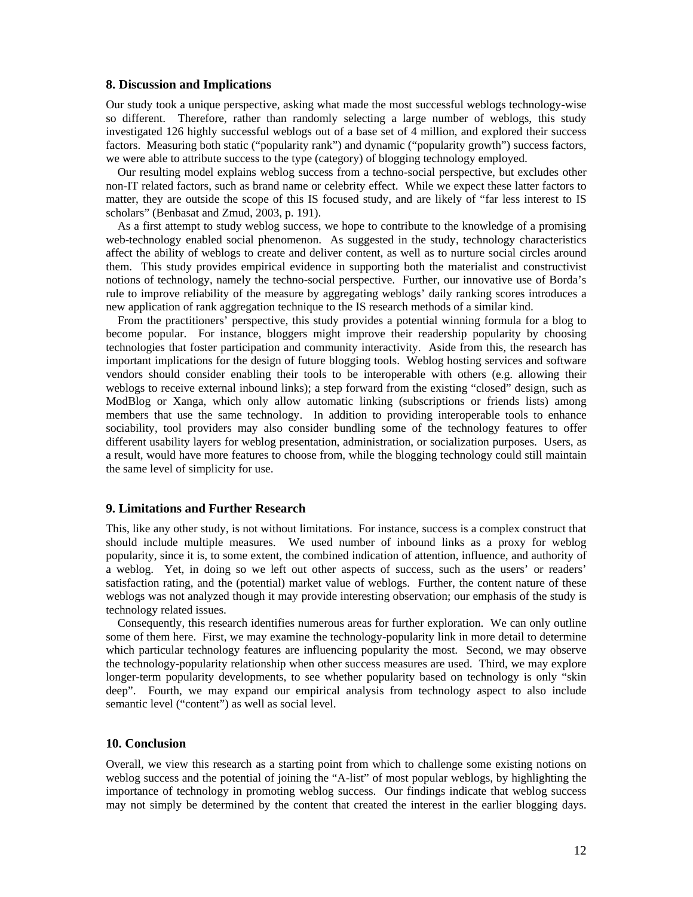## 8. Discussion and Implications

Our study took a unique perspective, asking what made the most successful weblogs technology-wise so different. Therefore, rather than randomly selecting a large number of weblogs, this study investigated 126 highly successful weblogs out of a base set of 4 million, and explored their success factors. Measuring both static ("popularity rank") and dynamic ("popularity growth") success factors, we were able to attribute success to the type (category) of blogging technology employed.

Our resulting model explains weblog success from a techno-social perspective, but excludes other non-IT related factors, such as brand name or celebrity effect. While we expect these latter factors to matter, they are outside the scope of this IS focused study, and are likely of "far less interest to IS scholars" (Benbasat and Zmud, 2003, p. 191).

As a first attempt to study weblog success, we hope to contribute to the knowledge of a promising web-technology enabled social phenomenon. As suggested in the study, technology characteristics affect the ability of weblogs to create and deliver content, as well as to nurture social circles around them. This study provides empirical evidence in supporting both the materialist and constructivist notions of technology, namely the techno-social perspective. Further, our innovative use of Borda's rule to improve reliability of the measure by aggregating weblogs' daily ranking scores introduces a new application of rank aggregation technique to the IS research methods of a similar kind.

From the practitioners' perspective, this study provides a potential winning formula for a blog to become popular. For instance, bloggers might improve their readership popularity by choosing technologies that foster participation and community interactivity. Aside from this, the research has important implications for the design of future blogging tools. Weblog hosting services and software vendors should consider enabling their tools to be interoperable with others (e.g. allowing their weblogs to receive external inbound links); a step forward from the existing "closed" design, such as ModBlog or Xanga, which only allow automatic linking (subscriptions or friends lists) among members that use the same technology. In addition to providing interoperable tools to enhance sociability, tool providers may also consider bundling some of the technology features to offer different usability layers for weblog presentation, administration, or socialization purposes. Users, as a result, would have more features to choose from, while the blogging technology could still maintain the same level of simplicity for use.

## 9. Limitations and Further Research

This, like any other study, is not without limitations. For instance, success is a complex construct that should include multiple measures. We used number of inbound links as a proxy for weblog popularity, since it is, to some extent, the combined indication of attention, influence, and authority of a weblog. Yet, in doing so we left out other aspects of success, such as the users' or readers' satisfaction rating, and the (potential) market value of weblogs. Further, the content nature of these weblogs was not analyzed though it may provide interesting observation; our emphasis of the study is technology related issues.

Consequently, this research identifies numerous areas for further exploration. We can only outline some of them here. First, we may examine the technology-popularity link in more detail to determine which particular technology features are influencing popularity the most. Second, we may observe the technology-popularity relationship when other success measures are used. Third, we may explore longer-term popularity developments, to see whether popularity based on technology is only "skin deep". Fourth, we may expand our empirical analysis from technology aspect to also include semantic level ("content") as well as social level.

## 10. Conclusion

Overall, we view this research as a starting point from which to challenge some existing notions on weblog success and the potential of joining the "A-list" of most popular weblogs, by highlighting the importance of technology in promoting weblog success. Our findings indicate that weblog success may not simply be determined by the content that created the interest in the earlier blogging days.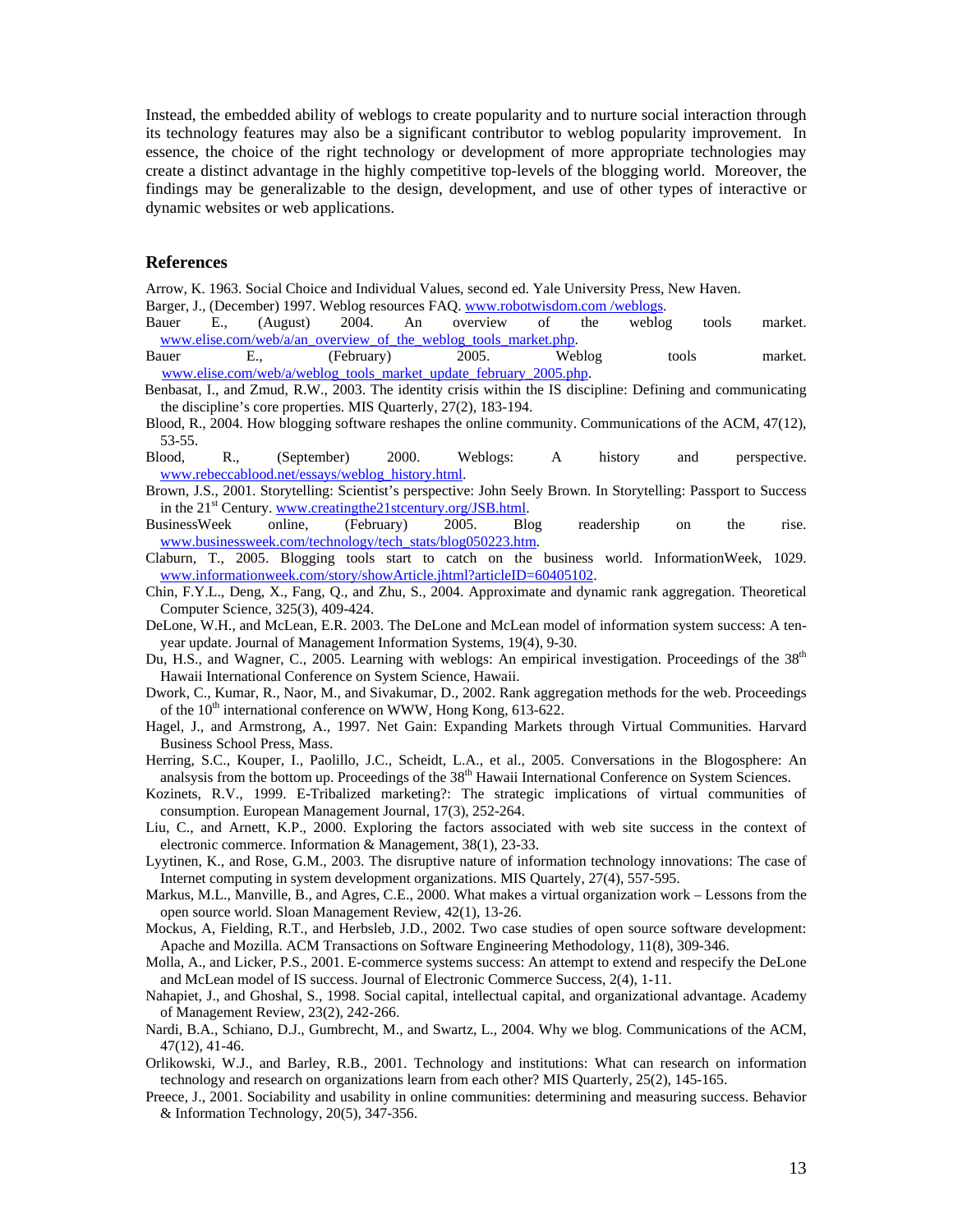Instead, the embedded ability of weblogs to create popularity and to nurture social interaction through its technology features may also be a significant contributor to weblog popularity improvement. In essence, the choice of the right technology or development of more appropriate technologies may create a distinct advantage in the highly competitive top-levels of the blogging world. Moreover, the findings may be generalizable to the design, development, and use of other types of interactive or dynamic websites or web applications.

## References

Arrow, K. 1963. Social Choice and Individual Values, second ed. Yale University Press, New Haven.

Barger, J., (December) 1997. Weblog resources FAQ. www.robotwisdom.com /weblogs.

Bauer E., (August) 2004. An overview of the weblog tools market. www.elise.com/web/a/an_overview_of_the_weblog_tools_market.php.

Bauer E., (February) 2005. Weblog tools market. www.elise.com/web/a/weblog_tools_market_update_february_2005.php.

Benbasat, I., and Zmud, R.W., 2003. The identity crisis within the IS discipline: Defining and communicating the discipline's core properties. MIS Quarterly, 27(2), 183-194.

Blood, R., 2004. How blogging software reshapes the online community. Communications of the ACM, 47(12), 53-55.

Blood, R., (September) 2000. Weblogs: A history and perspective. www.rebeccablood.net/essays/weblog_history.html.

Brown, J.S., 2001. Storytelling: Scientist's perspective: John Seely Brown. In Storytelling: Passport to Success in the 21st Century. www.creatingthe21stcentury.org/JSB.html.

BusinessWeek online, (February) 2005. Blog readership on the rise. www.businessweek.com/technology/tech_stats/blog050223.htm.

Claburn, T., 2005. Blogging tools start to catch on the business world. InformationWeek, 1029. www.informationweek.com/story/showArticle.jhtml?articleID=60405102.

Chin, F.Y.L., Deng, X., Fang, Q., and Zhu, S., 2004. Approximate and dynamic rank aggregation. Theoretical Computer Science, 325(3), 409-424.

DeLone, W.H., and McLean, E.R. 2003. The DeLone and McLean model of information system success: A ten-year update. Journal of Management Information Systems, 19(4), 9-30.

Du, H.S., and Wagner, C., 2005. Learning with weblogs: An empirical investigation. Proceedings of the 38th Hawaii International Conference on System Science, Hawaii.

Dwork, C., Kumar, R., Naor, M., and Sivakumar, D., 2002. Rank aggregation methods for the web. Proceedings of the 10th international conference on WWW, Hong Kong, 613-622.

Hagel, J., and Armstrong, A., 1997. Net Gain: Expanding Markets through Virtual Communities. Harvard Business School Press, Mass.

Herring, S.C., Kouper, I., Paolillo, J.C., Scheidt, L.A., et al., 2005. Conversations in the Blogosphere: An analsysis from the bottom up. Proceedings of the 38th Hawaii International Conference on System Sciences.

Kozinets, R.V., 1999. E-Tribalized marketing?: The strategic implications of virtual communities of consumption. European Management Journal, 17(3), 252-264.

Liu, C., and Arnett, K.P., 2000. Exploring the factors associated with web site success in the context of electronic commerce. Information & Management, 38(1), 23-33.

Lyytinen, K., and Rose, G.M., 2003. The disruptive nature of information technology innovations: The case of Internet computing in system development organizations. MIS Quartely, 27(4), 557-595.

Markus, M.L., Manville, B., and Agres, C.E., 2000. What makes a virtual organization work – Lessons from the open source world. Sloan Management Review, 42(1), 13-26.

Mockus, A, Fielding, R.T., and Herbsleb, J.D., 2002. Two case studies of open source software development: Apache and Mozilla. ACM Transactions on Software Engineering Methodology, 11(8), 309-346.

Molla, A., and Licker, P.S., 2001. E-commerce systems success: An attempt to extend and respecify the DeLone and McLean model of IS success. Journal of Electronic Commerce Success, 2(4), 1-11.

Nahapiet, J., and Ghoshal, S., 1998. Social capital, intellectual capital, and organizational advantage. Academy of Management Review, 23(2), 242-266.

Nardi, B.A., Schiano, D.J., Gumbrecht, M., and Swartz, L., 2004. Why we blog. Communications of the ACM, 47(12), 41-46.

Orlikowski, W.J., and Barley, R.B., 2001. Technology and institutions: What can research on information technology and research on organizations learn from each other? MIS Quarterly, 25(2), 145-165.

Preece, J., 2001. Sociability and usability in online communities: determining and measuring success. Behavior & Information Technology, 20(5), 347-356.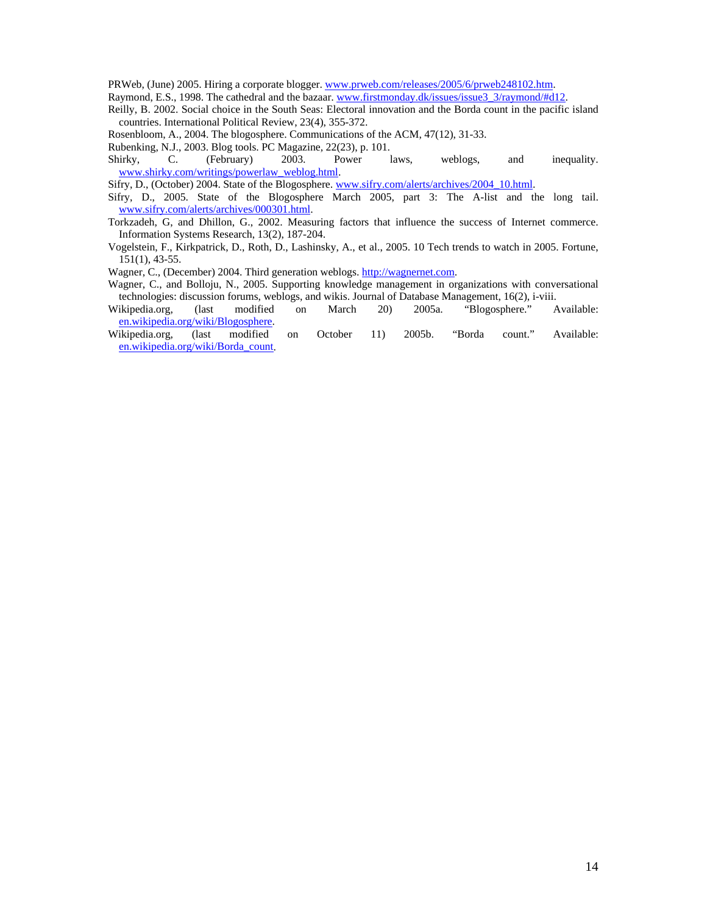PRWeb, (June) 2005. Hiring a corporate blogger. www.prweb.com/releases/2005/6/prweb248102.htm.

Raymond, E.S., 1998. The cathedral and the bazaar. www.firstmonday.dk/issues/issue3_3/raymond/#d12.

Reilly, B. 2002. Social choice in the South Seas: Electoral innovation and the Borda count in the pacific island countries. International Political Review, 23(4), 355-372.

Rosenbloom, A., 2004. The blogosphere. Communications of the ACM, 47(12), 31-33.

Rubenking, N.J., 2003. Blog tools. PC Magazine, 22(23), p. 101.

Shirky, C. (February) 2003. Power laws, weblogs, and inequality. www.shirky.com/writings/powerlaw_weblog.html.

Sifry, D., (October) 2004. State of the Blogosphere. www.sifry.com/alerts/archives/2004_10.html.

Sifry, D., 2005. State of the Blogosphere March 2005, part 3: The A-list and the long tail. www.sifry.com/alerts/archives/000301.html.

Torkzadeh, G, and Dhillon, G., 2002. Measuring factors that influence the success of Internet commerce. Information Systems Research, 13(2), 187-204.

Vogelstein, F., Kirkpatrick, D., Roth, D., Lashinsky, A., et al., 2005. 10 Tech trends to watch in 2005. Fortune, 151(1), 43-55.

Wagner, C., (December) 2004. Third generation weblogs. http://wagnernet.com.

Wagner, C., and Bolloju, N., 2005. Supporting knowledge management in organizations with conversational technologies: discussion forums, weblogs, and wikis. Journal of Database Management, 16(2), i-viii.

Wikipedia.org, (last modified on March 20) 2005a. "Blogosphere." Available: en.wikipedia.org/wiki/Blogosphere.

Wikipedia.org, (last modified on October 11) 2005b. "Borda count." Available: en.wikipedia.org/wiki/Borda_count.